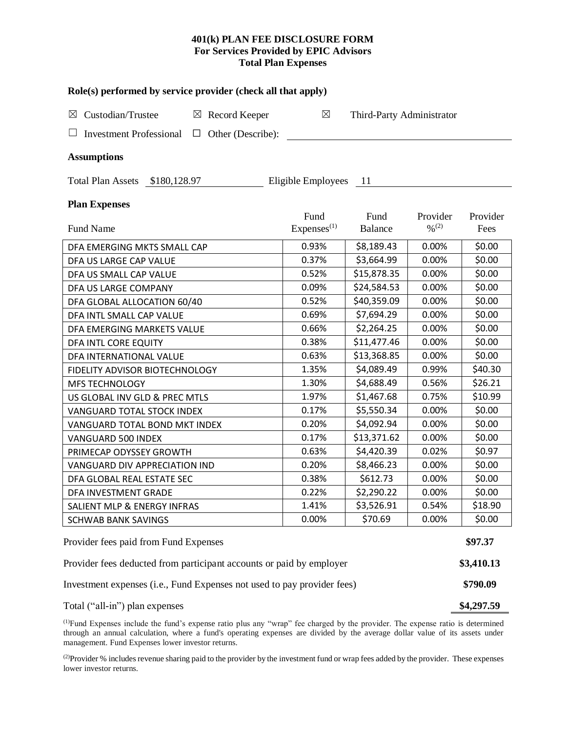# 401(k) PLAN FEE DISCLOSURE FORM
## For Services Provided by EPIC Advisors
## Total Plan Expenses

**Role(s) performed by service provider (check all that apply)**

☒ Custodian/Trustee ☒ Record Keeper ☒ Third-Party Administrator

☐ Investment Professional ☐ Other (Describe):

**Assumptions**

Total Plan Assets $180,128.97 Eligible Employees 11

**Plan Expenses**

| Fund Name | Fund Expenses[(1)] | Fund Balance | Provider %[(2)] | Provider Fees |
|---|---|---|---|---|
| DFA EMERGING MKTS SMALL CAP | 0.93% | $8,189.43 | 0.00% | $0.00 |
| DFA US LARGE CAP VALUE | 0.37% | $3,664.99 | 0.00% | $0.00 |
| DFA US SMALL CAP VALUE | 0.52% | $15,878.35 | 0.00% | $0.00 |
| DFA US LARGE COMPANY | 0.09% | $24,584.53 | 0.00% | $0.00 |
| DFA GLOBAL ALLOCATION 60/40 | 0.52% | $40,359.09 | 0.00% | $0.00 |
| DFA INTL SMALL CAP VALUE | 0.69% | $7,694.29 | 0.00% | $0.00 |
| DFA EMERGING MARKETS VALUE | 0.66% | $2,264.25 | 0.00% | $0.00 |
| DFA INTL CORE EQUITY | 0.38% | $11,477.46 | 0.00% | $0.00 |
| DFA INTERNATIONAL VALUE | 0.63% | $13,368.85 | 0.00% | $0.00 |
| FIDELITY ADVISOR BIOTECHNOLOGY | 1.35% | $4,089.49 | 0.99% | $40.30 |
| MFS TECHNOLOGY | 1.30% | $4,688.49 | 0.56% | $26.21 |
| US GLOBAL INV GLD & PREC MTLS | 1.97% | $1,467.68 | 0.75% | $10.99 |
| VANGUARD TOTAL STOCK INDEX | 0.17% | $5,550.34 | 0.00% | $0.00 |
| VANGUARD TOTAL BOND MKT INDEX | 0.20% | $4,092.94 | 0.00% | $0.00 |
| VANGUARD 500 INDEX | 0.17% | $13,371.62 | 0.00% | $0.00 |
| PRIMECAP ODYSSEY GROWTH | 0.63% | $4,420.39 | 0.02% | $0.97 |
| VANGUARD DIV APPRECIATION IND | 0.20% | $8,466.23 | 0.00% | $0.00 |
| DFA GLOBAL REAL ESTATE SEC | 0.38% | $612.73 | 0.00% | $0.00 |
| DFA INVESTMENT GRADE | 0.22% | $2,290.22 | 0.00% | $0.00 |
| SALIENT MLP & ENERGY INFRAS | 1.41% | $3,526.91 | 0.54% | $18.90 |
| SCHWAB BANK SAVINGS | 0.00% | $70.69 | 0.00% | $0.00 |

| | |
|---|---|
| Provider fees paid from Fund Expenses | **$97.37** |
| Provider fees deducted from participant accounts or paid by employer | **$3,410.13** |
| Investment expenses (i.e., Fund Expenses not used to pay provider fees) | **$790.09** |
| Total ("all-in") plan expenses | **$4,297.59** |

[(1)]Fund Expenses include the fund's expense ratio plus any "wrap" fee charged by the provider. The expense ratio is determined through an annual calculation, where a fund's operating expenses are divided by the average dollar value of its assets under management. Fund Expenses lower investor returns.

[(2)]Provider % includes revenue sharing paid to the provider by the investment fund or wrap fees added by the provider. These expenses lower investor returns.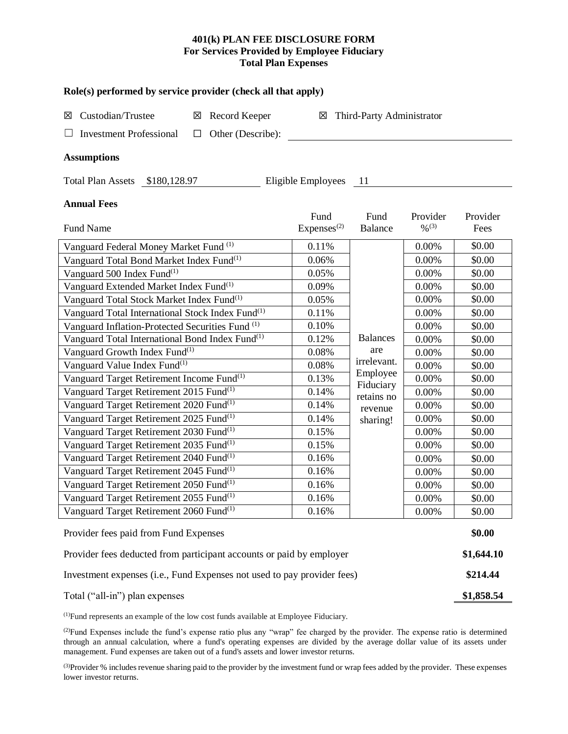**401(k) PLAN FEE DISCLOSURE FORM**
**For Services Provided by Employee Fiduciary**
**Total Plan Expenses**

**Role(s) performed by service provider (check all that apply)**

☒ Custodian/Trustee ☒ Record Keeper ☒ Third-Party Administrator

☐ Investment Professional ☐ Other (Describe): \_\_\_\_\_\_\_\_\_\_\_\_\_\_\_\_\_\_\_\_

**Assumptions**

Total Plan Assets $180,128.97 Eligible Employees 11

**Annual Fees**

| Fund Name | Fund Expenses[2] | Fund Balance | Provider %[3] | Provider Fees |
|---|---|---|---|---|
| Vanguard Federal Money Market Fund [1] | 0.11% | Balances are irrelevant. Employee Fiduciary retains no revenue sharing! | 0.00% | $0.00 |
| Vanguard Total Bond Market Index Fund[1] | 0.06% | | 0.00% | $0.00 |
| Vanguard 500 Index Fund[1] | 0.05% | | 0.00% | $0.00 |
| Vanguard Extended Market Index Fund[1] | 0.09% | | 0.00% | $0.00 |
| Vanguard Total Stock Market Index Fund[1] | 0.05% | | 0.00% | $0.00 |
| Vanguard Total International Stock Index Fund[1] | 0.11% | | 0.00% | $0.00 |
| Vanguard Inflation-Protected Securities Fund [1] | 0.10% | | 0.00% | $0.00 |
| Vanguard Total International Bond Index Fund[1] | 0.12% | | 0.00% | $0.00 |
| Vanguard Growth Index Fund[1] | 0.08% | | 0.00% | $0.00 |
| Vanguard Value Index Fund[1] | 0.08% | | 0.00% | $0.00 |
| Vanguard Target Retirement Income Fund[1] | 0.13% | | 0.00% | $0.00 |
| Vanguard Target Retirement 2015 Fund[1] | 0.14% | | 0.00% | $0.00 |
| Vanguard Target Retirement 2020 Fund[1] | 0.14% | | 0.00% | $0.00 |
| Vanguard Target Retirement 2025 Fund[1] | 0.14% | | 0.00% | $0.00 |
| Vanguard Target Retirement 2030 Fund[1] | 0.15% | | 0.00% | $0.00 |
| Vanguard Target Retirement 2035 Fund[1] | 0.15% | | 0.00% | $0.00 |
| Vanguard Target Retirement 2040 Fund[1] | 0.16% | | 0.00% | $0.00 |
| Vanguard Target Retirement 2045 Fund[1] | 0.16% | | 0.00% | $0.00 |
| Vanguard Target Retirement 2050 Fund[1] | 0.16% | | 0.00% | $0.00 |
| Vanguard Target Retirement 2055 Fund[1] | 0.16% | | 0.00% | $0.00 |
| Vanguard Target Retirement 2060 Fund[1] | 0.16% | | 0.00% | $0.00 |

| | |
|---|---|
| Provider fees paid from Fund Expenses | **$0.00** |
| Provider fees deducted from participant accounts or paid by employer | **$1,644.10** |
| Investment expenses (i.e., Fund Expenses not used to pay provider fees) | **$214.44** |
| Total ("all-in") plan expenses | **$1,858.54** |

[1]Fund represents an example of the low cost funds available at Employee Fiduciary.

[2]Fund Expenses include the fund's expense ratio plus any "wrap" fee charged by the provider. The expense ratio is determined through an annual calculation, where a fund's operating expenses are divided by the average dollar value of its assets under management. Fund expenses are taken out of a fund's assets and lower investor returns.

[3]Provider % includes revenue sharing paid to the provider by the investment fund or wrap fees added by the provider. These expenses lower investor returns.